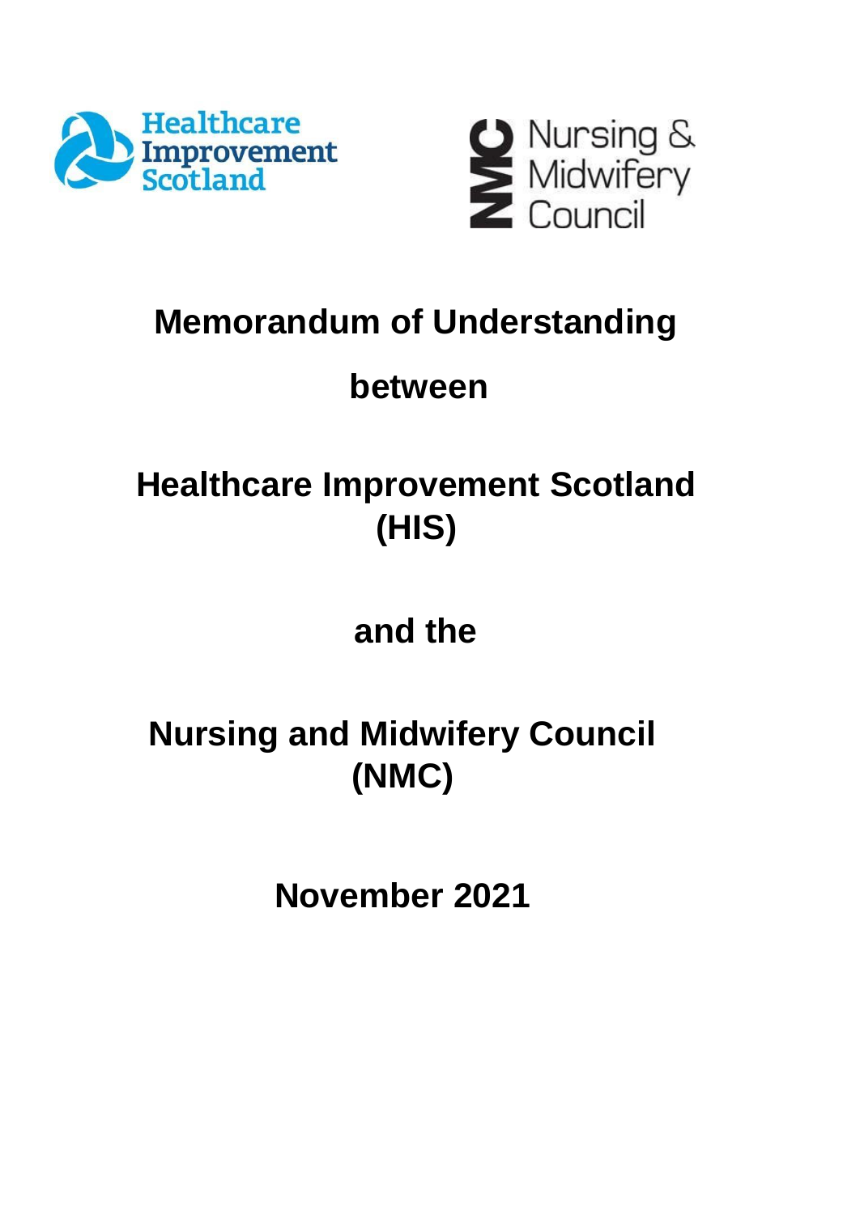Healthcare Improvement Scotland

Nursing & Midwifery Council

# Memorandum of Understanding

## between

## Healthcare Improvement Scotland (HIS)

## and the

## Nursing and Midwifery Council (NMC)

## November 2021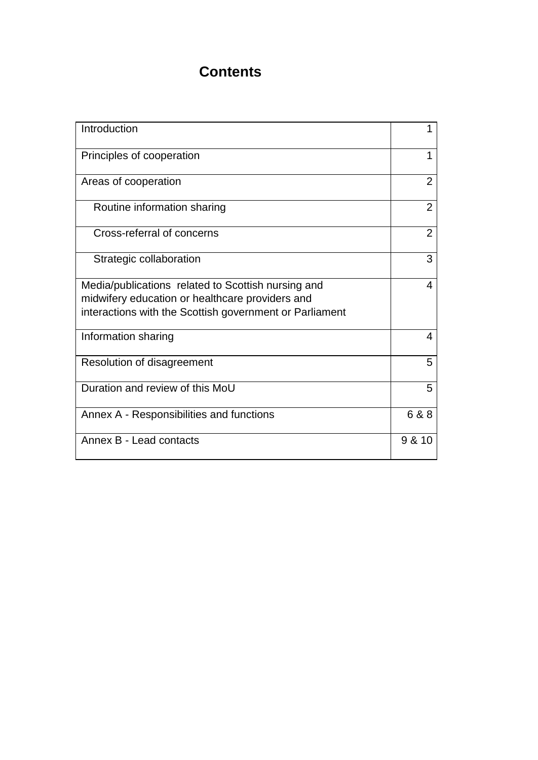# Contents

| | |
|---|---|
| Introduction | 1 |
| Principles of cooperation | 1 |
| Areas of cooperation | 2 |
| Routine information sharing | 2 |
| Cross-referral of concerns | 2 |
| Strategic collaboration | 3 |
| Media/publications related to Scottish nursing and midwifery education or healthcare providers and interactions with the Scottish government or Parliament | 4 |
| Information sharing | 4 |
| Resolution of disagreement | 5 |
| Duration and review of this MoU | 5 |
| Annex A - Responsibilities and functions | 6 & 8 |
| Annex B - Lead contacts | 9 & 10 |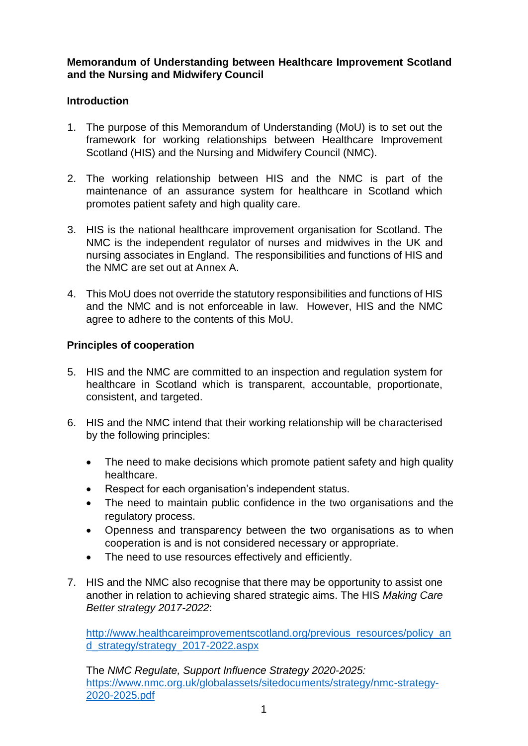**Memorandum of Understanding between Healthcare Improvement Scotland and the Nursing and Midwifery Council**

**Introduction**

1. The purpose of this Memorandum of Understanding (MoU) is to set out the framework for working relationships between Healthcare Improvement Scotland (HIS) and the Nursing and Midwifery Council (NMC).

2. The working relationship between HIS and the NMC is part of the maintenance of an assurance system for healthcare in Scotland which promotes patient safety and high quality care.

3. HIS is the national healthcare improvement organisation for Scotland. The NMC is the independent regulator of nurses and midwives in the UK and nursing associates in England. The responsibilities and functions of HIS and the NMC are set out at Annex A.

4. This MoU does not override the statutory responsibilities and functions of HIS and the NMC and is not enforceable in law. However, HIS and the NMC agree to adhere to the contents of this MoU.

**Principles of cooperation**

5. HIS and the NMC are committed to an inspection and regulation system for healthcare in Scotland which is transparent, accountable, proportionate, consistent, and targeted.

6. HIS and the NMC intend that their working relationship will be characterised by the following principles:

   - The need to make decisions which promote patient safety and high quality healthcare.
   - Respect for each organisation's independent status.
   - The need to maintain public confidence in the two organisations and the regulatory process.
   - Openness and transparency between the two organisations as to when cooperation is and is not considered necessary or appropriate.
   - The need to use resources effectively and efficiently.

7. HIS and the NMC also recognise that there may be opportunity to assist one another in relation to achieving shared strategic aims. The HIS *Making Care Better strategy 2017-2022*:

   http://www.healthcareimprovementscotland.org/previous_resources/policy_and_strategy/strategy_2017-2022.aspx

   The *NMC Regulate, Support Influence Strategy 2020-2025:*
   https://www.nmc.org.uk/globalassets/sitedocuments/strategy/nmc-strategy-2020-2025.pdf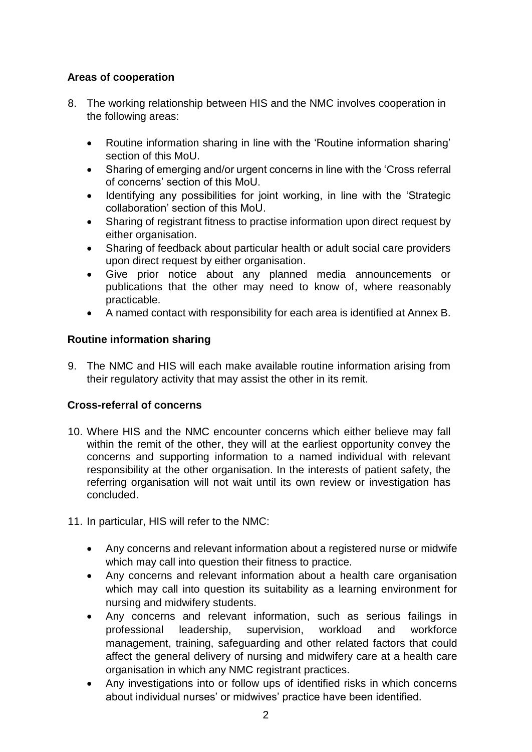**Areas of cooperation**

8. The working relationship between HIS and the NMC involves cooperation in the following areas:

   - Routine information sharing in line with the 'Routine information sharing' section of this MoU.
   - Sharing of emerging and/or urgent concerns in line with the 'Cross referral of concerns' section of this MoU.
   - Identifying any possibilities for joint working, in line with the 'Strategic collaboration' section of this MoU.
   - Sharing of registrant fitness to practise information upon direct request by either organisation.
   - Sharing of feedback about particular health or adult social care providers upon direct request by either organisation.
   - Give prior notice about any planned media announcements or publications that the other may need to know of, where reasonably practicable.
   - A named contact with responsibility for each area is identified at Annex B.

**Routine information sharing**

9. The NMC and HIS will each make available routine information arising from their regulatory activity that may assist the other in its remit.

**Cross-referral of concerns**

10. Where HIS and the NMC encounter concerns which either believe may fall within the remit of the other, they will at the earliest opportunity convey the concerns and supporting information to a named individual with relevant responsibility at the other organisation. In the interests of patient safety, the referring organisation will not wait until its own review or investigation has concluded.

11. In particular, HIS will refer to the NMC:

    - Any concerns and relevant information about a registered nurse or midwife which may call into question their fitness to practice.
    - Any concerns and relevant information about a health care organisation which may call into question its suitability as a learning environment for nursing and midwifery students.
    - Any concerns and relevant information, such as serious failings in professional leadership, supervision, workload and workforce management, training, safeguarding and other related factors that could affect the general delivery of nursing and midwifery care at a health care organisation in which any NMC registrant practices.
    - Any investigations into or follow ups of identified risks in which concerns about individual nurses' or midwives' practice have been identified.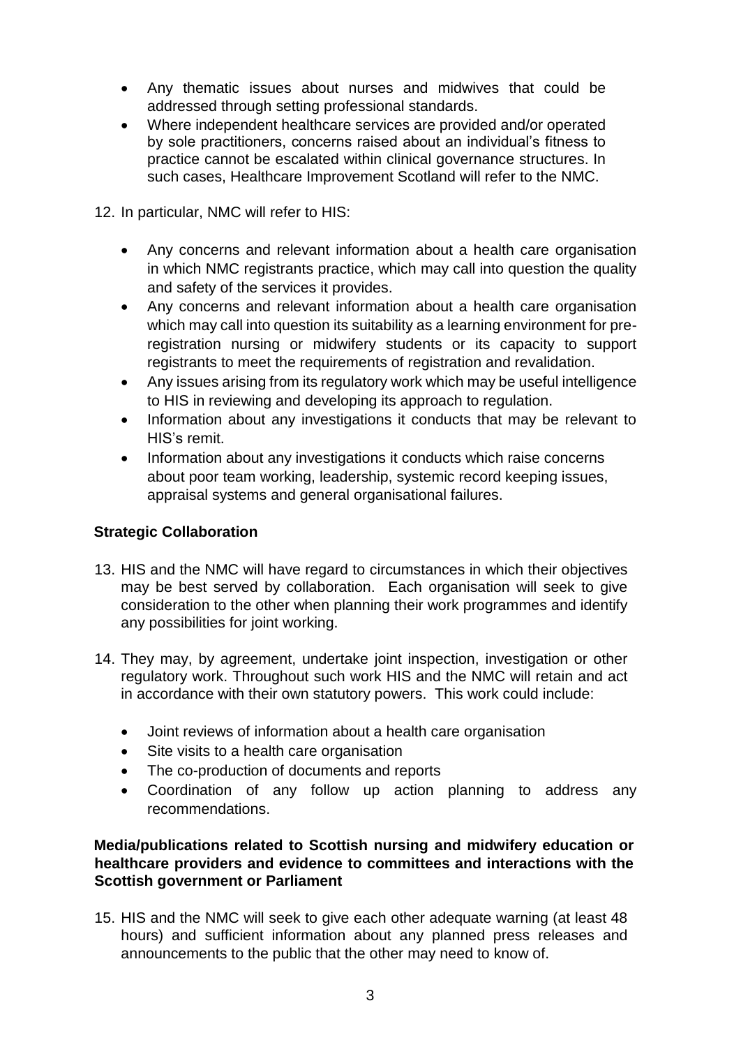- Any thematic issues about nurses and midwives that could be addressed through setting professional standards.
- Where independent healthcare services are provided and/or operated by sole practitioners, concerns raised about an individual's fitness to practice cannot be escalated within clinical governance structures. In such cases, Healthcare Improvement Scotland will refer to the NMC.

12. In particular, NMC will refer to HIS:

    - Any concerns and relevant information about a health care organisation in which NMC registrants practice, which may call into question the quality and safety of the services it provides.
    - Any concerns and relevant information about a health care organisation which may call into question its suitability as a learning environment for pre-registration nursing or midwifery students or its capacity to support registrants to meet the requirements of registration and revalidation.
    - Any issues arising from its regulatory work which may be useful intelligence to HIS in reviewing and developing its approach to regulation.
    - Information about any investigations it conducts that may be relevant to HIS's remit.
    - Information about any investigations it conducts which raise concerns about poor team working, leadership, systemic record keeping issues, appraisal systems and general organisational failures.

### Strategic Collaboration

13. HIS and the NMC will have regard to circumstances in which their objectives may be best served by collaboration. Each organisation will seek to give consideration to the other when planning their work programmes and identify any possibilities for joint working.

14. They may, by agreement, undertake joint inspection, investigation or other regulatory work. Throughout such work HIS and the NMC will retain and act in accordance with their own statutory powers. This work could include:

    - Joint reviews of information about a health care organisation
    - Site visits to a health care organisation
    - The co-production of documents and reports
    - Coordination of any follow up action planning to address any recommendations.

### Media/publications related to Scottish nursing and midwifery education or healthcare providers and evidence to committees and interactions with the Scottish government or Parliament

15. HIS and the NMC will seek to give each other adequate warning (at least 48 hours) and sufficient information about any planned press releases and announcements to the public that the other may need to know of.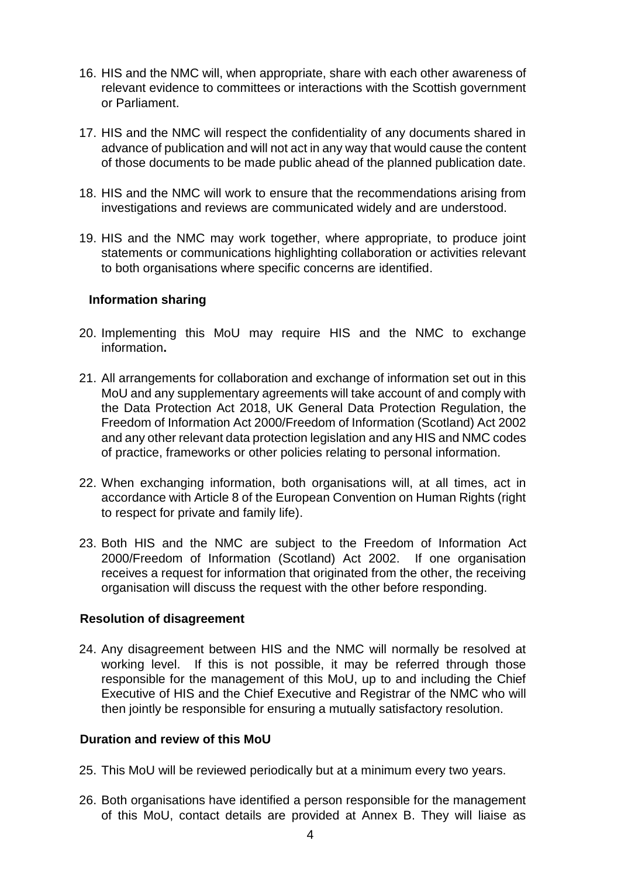16. HIS and the NMC will, when appropriate, share with each other awareness of relevant evidence to committees or interactions with the Scottish government or Parliament.

17. HIS and the NMC will respect the confidentiality of any documents shared in advance of publication and will not act in any way that would cause the content of those documents to be made public ahead of the planned publication date.

18. HIS and the NMC will work to ensure that the recommendations arising from investigations and reviews are communicated widely and are understood.

19. HIS and the NMC may work together, where appropriate, to produce joint statements or communications highlighting collaboration or activities relevant to both organisations where specific concerns are identified.

**Information sharing**

20. Implementing this MoU may require HIS and the NMC to exchange information**.**

21. All arrangements for collaboration and exchange of information set out in this MoU and any supplementary agreements will take account of and comply with the Data Protection Act 2018, UK General Data Protection Regulation, the Freedom of Information Act 2000/Freedom of Information (Scotland) Act 2002 and any other relevant data protection legislation and any HIS and NMC codes of practice, frameworks or other policies relating to personal information.

22. When exchanging information, both organisations will, at all times, act in accordance with Article 8 of the European Convention on Human Rights (right to respect for private and family life).

23. Both HIS and the NMC are subject to the Freedom of Information Act 2000/Freedom of Information (Scotland) Act 2002. If one organisation receives a request for information that originated from the other, the receiving organisation will discuss the request with the other before responding.

**Resolution of disagreement**

24. Any disagreement between HIS and the NMC will normally be resolved at working level. If this is not possible, it may be referred through those responsible for the management of this MoU, up to and including the Chief Executive of HIS and the Chief Executive and Registrar of the NMC who will then jointly be responsible for ensuring a mutually satisfactory resolution.

**Duration and review of this MoU**

25. This MoU will be reviewed periodically but at a minimum every two years.

26. Both organisations have identified a person responsible for the management of this MoU, contact details are provided at Annex B. They will liaise as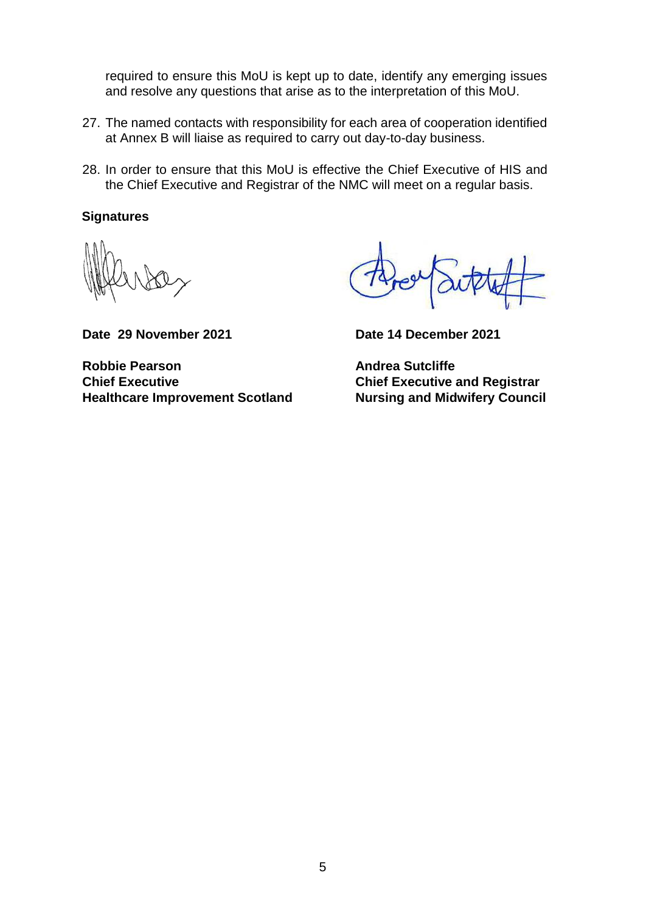required to ensure this MoU is kept up to date, identify any emerging issues and resolve any questions that arise as to the interpretation of this MoU.

27. The named contacts with responsibility for each area of cooperation identified at Annex B will liaise as required to carry out day-to-day business.

28. In order to ensure that this MoU is effective the Chief Executive of HIS and the Chief Executive and Registrar of the NMC will meet on a regular basis.

**Signatures**

**Date 29 November 2021**

**Robbie Pearson**
**Chief Executive**
**Healthcare Improvement Scotland**

**Date 14 December 2021**

**Andrea Sutcliffe**
**Chief Executive and Registrar**
**Nursing and Midwifery Council**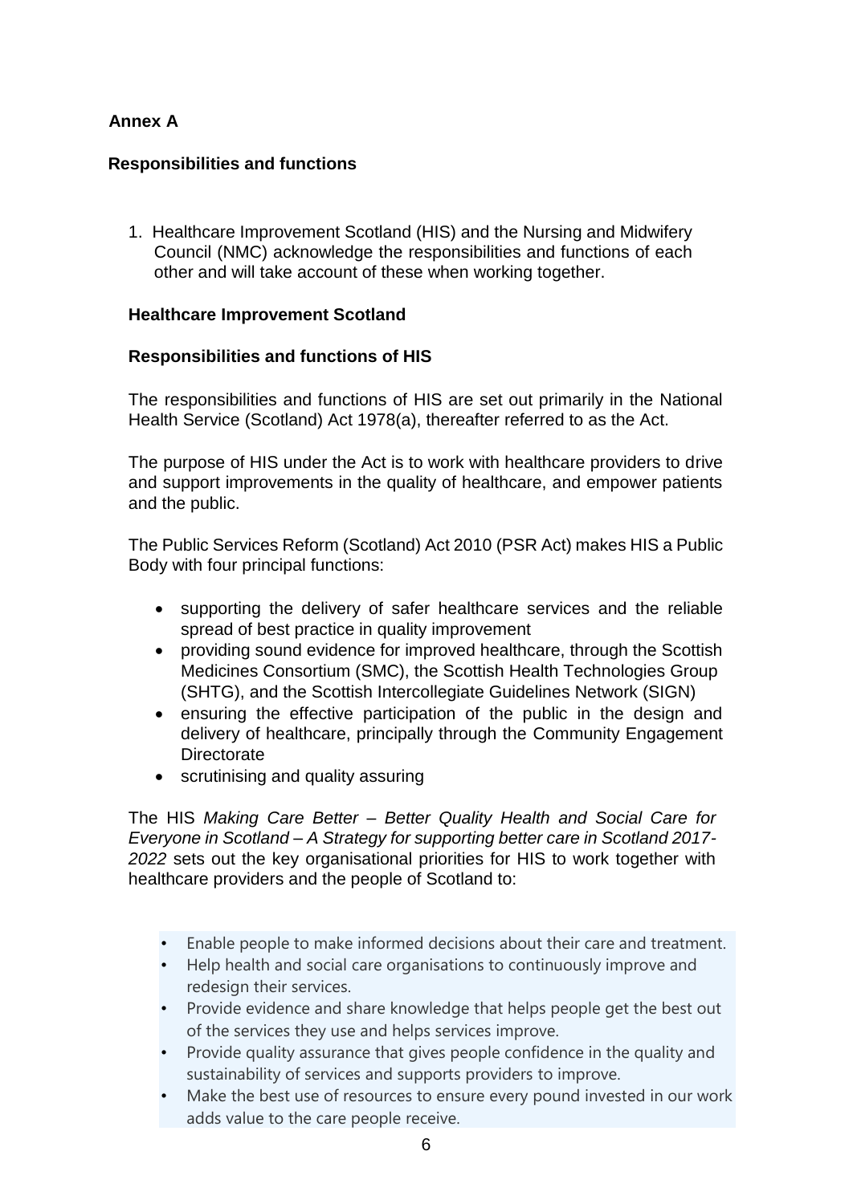**Annex A**

**Responsibilities and functions**

1. Healthcare Improvement Scotland (HIS) and the Nursing and Midwifery Council (NMC) acknowledge the responsibilities and functions of each other and will take account of these when working together.

**Healthcare Improvement Scotland**

**Responsibilities and functions of HIS**

The responsibilities and functions of HIS are set out primarily in the National Health Service (Scotland) Act 1978(a), thereafter referred to as the Act.

The purpose of HIS under the Act is to work with healthcare providers to drive and support improvements in the quality of healthcare, and empower patients and the public.

The Public Services Reform (Scotland) Act 2010 (PSR Act) makes HIS a Public Body with four principal functions:

- supporting the delivery of safer healthcare services and the reliable spread of best practice in quality improvement
- providing sound evidence for improved healthcare, through the Scottish Medicines Consortium (SMC), the Scottish Health Technologies Group (SHTG), and the Scottish Intercollegiate Guidelines Network (SIGN)
- ensuring the effective participation of the public in the design and delivery of healthcare, principally through the Community Engagement Directorate
- scrutinising and quality assuring

The HIS *Making Care Better – Better Quality Health and Social Care for Everyone in Scotland – A Strategy for supporting better care in Scotland 2017-2022* sets out the key organisational priorities for HIS to work together with healthcare providers and the people of Scotland to:

- Enable people to make informed decisions about their care and treatment.
- Help health and social care organisations to continuously improve and redesign their services.
- Provide evidence and share knowledge that helps people get the best out of the services they use and helps services improve.
- Provide quality assurance that gives people confidence in the quality and sustainability of services and supports providers to improve.
- Make the best use of resources to ensure every pound invested in our work adds value to the care people receive.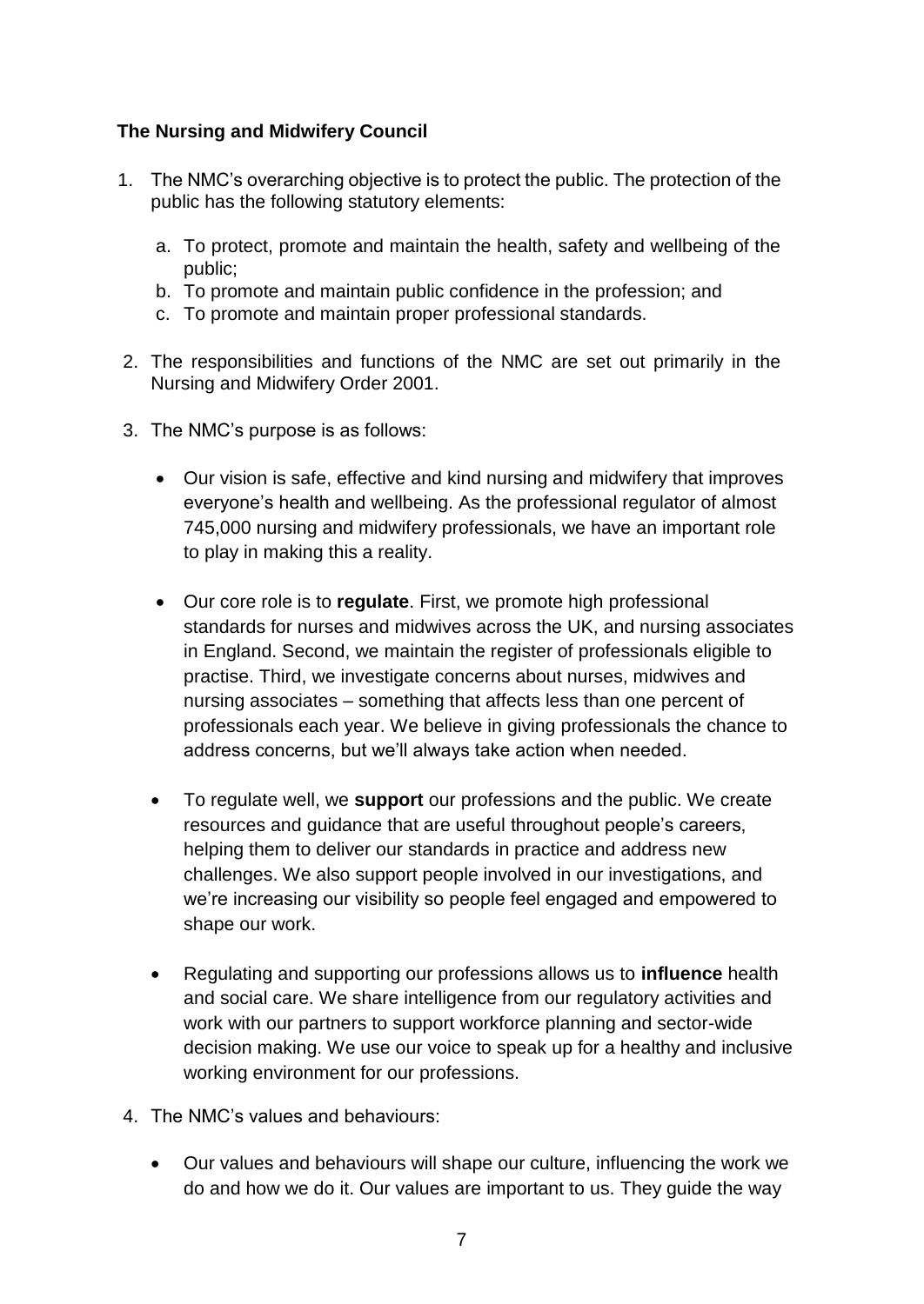**The Nursing and Midwifery Council**

1. The NMC's overarching objective is to protect the public. The protection of the public has the following statutory elements:

   a. To protect, promote and maintain the health, safety and wellbeing of the public;
   b. To promote and maintain public confidence in the profession; and
   c. To promote and maintain proper professional standards.

2. The responsibilities and functions of the NMC are set out primarily in the Nursing and Midwifery Order 2001.

3. The NMC's purpose is as follows:

   - Our vision is safe, effective and kind nursing and midwifery that improves everyone's health and wellbeing. As the professional regulator of almost 745,000 nursing and midwifery professionals, we have an important role to play in making this a reality.

   - Our core role is to **regulate**. First, we promote high professional standards for nurses and midwives across the UK, and nursing associates in England. Second, we maintain the register of professionals eligible to practise. Third, we investigate concerns about nurses, midwives and nursing associates – something that affects less than one percent of professionals each year. We believe in giving professionals the chance to address concerns, but we'll always take action when needed.

   - To regulate well, we **support** our professions and the public. We create resources and guidance that are useful throughout people's careers, helping them to deliver our standards in practice and address new challenges. We also support people involved in our investigations, and we're increasing our visibility so people feel engaged and empowered to shape our work.

   - Regulating and supporting our professions allows us to **influence** health and social care. We share intelligence from our regulatory activities and work with our partners to support workforce planning and sector-wide decision making. We use our voice to speak up for a healthy and inclusive working environment for our professions.

4. The NMC's values and behaviours:

   - Our values and behaviours will shape our culture, influencing the work we do and how we do it. Our values are important to us. They guide the way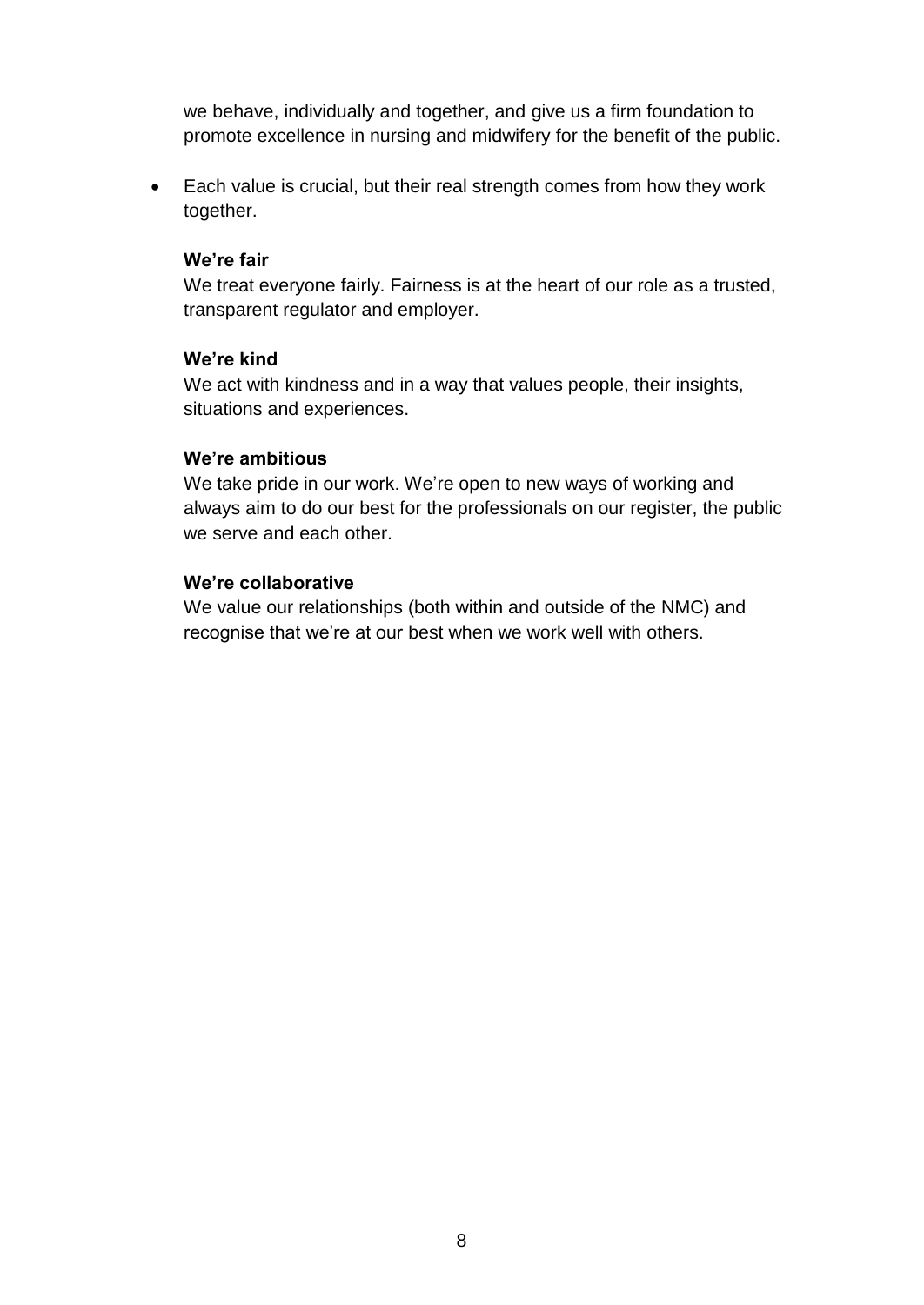we behave, individually and together, and give us a firm foundation to promote excellence in nursing and midwifery for the benefit of the public.

- Each value is crucial, but their real strength comes from how they work together.

  **We're fair**
  We treat everyone fairly. Fairness is at the heart of our role as a trusted, transparent regulator and employer.

  **We're kind**
  We act with kindness and in a way that values people, their insights, situations and experiences.

  **We're ambitious**
  We take pride in our work. We're open to new ways of working and always aim to do our best for the professionals on our register, the public we serve and each other.

  **We're collaborative**
  We value our relationships (both within and outside of the NMC) and recognise that we're at our best when we work well with others.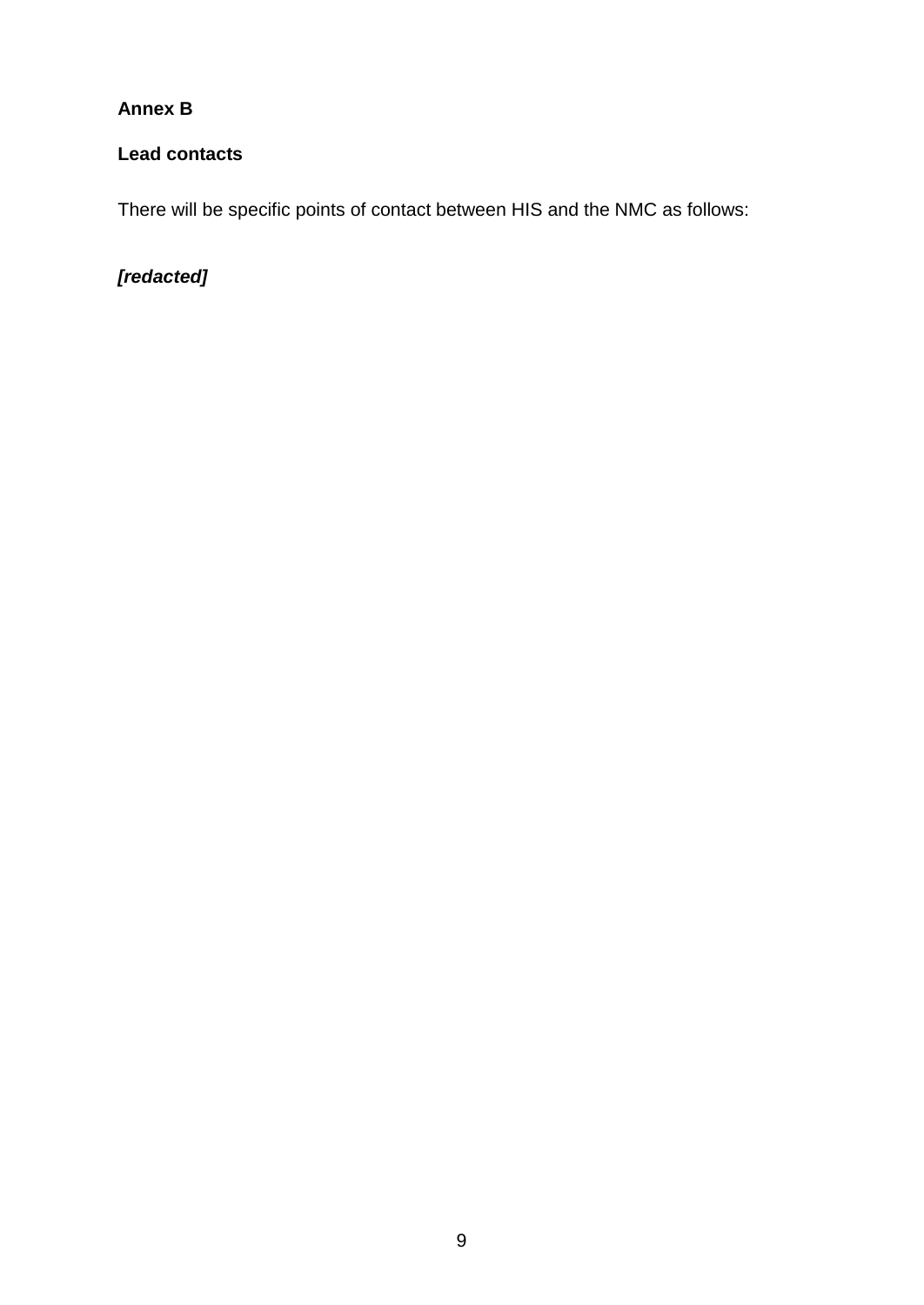**Annex B**

**Lead contacts**

There will be specific points of contact between HIS and the NMC as follows:

***[redacted]***